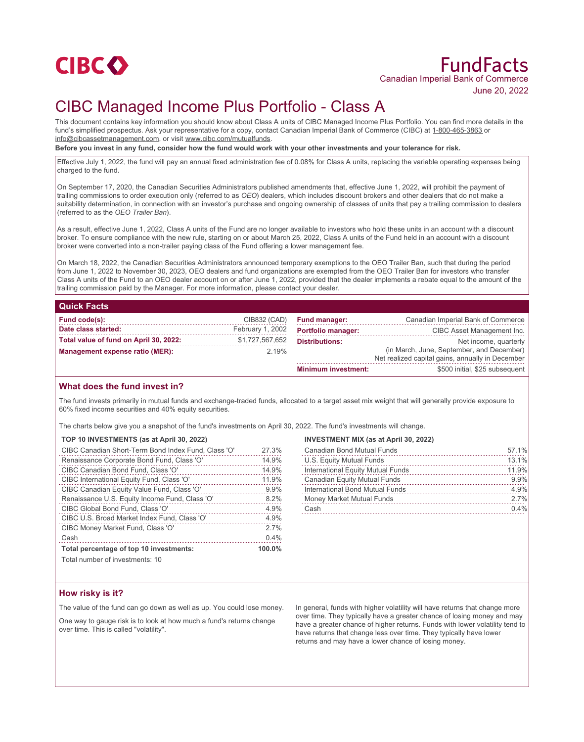CIBC

# FundFacts

Canadian Imperial Bank of Commerce

June 20, 2022

# CIBC Managed Income Plus Portfolio - Class A

This document contains key information you should know about Class A units of CIBC Managed Income Plus Portfolio. You can find more details in the fund's simplified prospectus. Ask your representative for a copy, contact Canadian Imperial Bank of Commerce (CIBC) at 1-800-465-3863 or info@cibcassetmanagement.com, or visit www.cibc.com/mutualfunds.

**Before you invest in any fund, consider how the fund would work with your other investments and your tolerance for risk.**

Effective July 1, 2022, the fund will pay an annual fixed administration fee of 0.08% for Class A units, replacing the variable operating expenses being charged to the fund.

On September 17, 2020, the Canadian Securities Administrators published amendments that, effective June 1, 2022, will prohibit the payment of trailing commissions to order execution only (referred to as *OEO*) dealers, which includes discount brokers and other dealers that do not make a suitability determination, in connection with an investor's purchase and ongoing ownership of classes of units that pay a trailing commission to dealers (referred to as the *OEO Trailer Ban*).

As a result, effective June 1, 2022, Class A units of the Fund are no longer available to investors who hold these units in an account with a discount broker. To ensure compliance with the new rule, starting on or about March 25, 2022, Class A units of the Fund held in an account with a discount broker were converted into a non-trailer paying class of the Fund offering a lower management fee.

On March 18, 2022, the Canadian Securities Administrators announced temporary exemptions to the OEO Trailer Ban, such that during the period from June 1, 2022 to November 30, 2023, OEO dealers and fund organizations are exempted from the OEO Trailer Ban for investors who transfer Class A units of the Fund to an OEO dealer account on or after June 1, 2022, provided that the dealer implements a rebate equal to the amount of the trailing commission paid by the Manager. For more information, please contact your dealer.

## Quick Facts

| | |
|---|---|
| **Fund code(s):** | CIB832 (CAD) |
| **Date class started:** | February 1, 2002 |
| **Total value of fund on April 30, 2022:** | $1,727,567,652 |
| **Management expense ratio (MER):** | 2.19% |
| **Fund manager:** | Canadian Imperial Bank of Commerce |
| **Portfolio manager:** | CIBC Asset Management Inc. |
| **Distributions:** | Net income, quarterly (in March, June, September, and December) Net realized capital gains, annually in December |
| **Minimum investment:** | $500 initial, $25 subsequent |

## What does the fund invest in?

The fund invests primarily in mutual funds and exchange-traded funds, allocated to a target asset mix weight that will generally provide exposure to 60% fixed income securities and 40% equity securities.

The charts below give you a snapshot of the fund's investments on April 30, 2022. The fund's investments will change.

**TOP 10 INVESTMENTS (as at April 30, 2022)**

| | |
|---|---|
| CIBC Canadian Short-Term Bond Index Fund, Class 'O' | 27.3% |
| Renaissance Corporate Bond Fund, Class 'O' | 14.9% |
| CIBC Canadian Bond Fund, Class 'O' | 14.9% |
| CIBC International Equity Fund, Class 'O' | 11.9% |
| CIBC Canadian Equity Value Fund, Class 'O' | 9.9% |
| Renaissance U.S. Equity Income Fund, Class 'O' | 8.2% |
| CIBC Global Bond Fund, Class 'O' | 4.9% |
| CIBC U.S. Broad Market Index Fund, Class 'O' | 4.9% |
| CIBC Money Market Fund, Class 'O' | 2.7% |
| Cash | 0.4% |
| **Total percentage of top 10 investments:** | **100.0%** |

Total number of investments: 10

**INVESTMENT MIX (as at April 30, 2022)**

| | |
|---|---|
| Canadian Bond Mutual Funds | 57.1% |
| U.S. Equity Mutual Funds | 13.1% |
| International Equity Mutual Funds | 11.9% |
| Canadian Equity Mutual Funds | 9.9% |
| International Bond Mutual Funds | 4.9% |
| Money Market Mutual Funds | 2.7% |
| Cash | 0.4% |

## How risky is it?

The value of the fund can go down as well as up. You could lose money.

One way to gauge risk is to look at how much a fund's returns change over time. This is called "volatility".

In general, funds with higher volatility will have returns that change more over time. They typically have a greater chance of losing money and may have a greater chance of higher returns. Funds with lower volatility tend to have returns that change less over time. They typically have lower returns and may have a lower chance of losing money.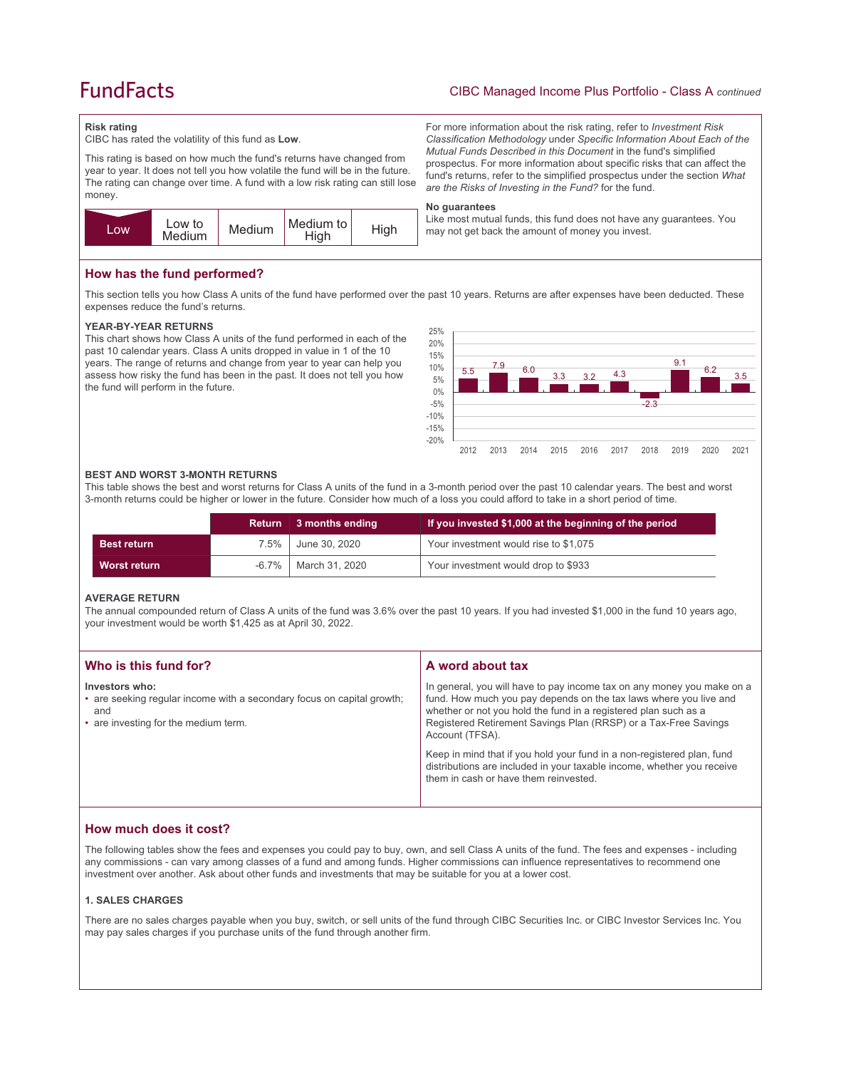## Risk rating

CIBC has rated the volatility of this fund as **Low**.

This rating is based on how much the fund's returns have changed from year to year. It does not tell you how volatile the fund will be in the future. The rating can change over time. A fund with a low risk rating can still lose money.

| **Low** | Low to Medium | Medium | Medium to High | High |
|---|---|---|---|---|

For more information about the risk rating, refer to *Investment Risk Classification Methodology* under *Specific Information About Each of the Mutual Funds Described in this Document* in the fund's simplified prospectus. For more information about specific risks that can affect the fund's returns, refer to the simplified prospectus under the section *What are the Risks of Investing in the Fund?* for the fund.

### No guarantees

Like most mutual funds, this fund does not have any guarantees. You may not get back the amount of money you invest.

## How has the fund performed?

This section tells you how Class A units of the fund have performed over the past 10 years. Returns are after expenses have been deducted. These expenses reduce the fund's returns.

### YEAR-BY-YEAR RETURNS

This chart shows how Class A units of the fund performed in each of the past 10 calendar years. Class A units dropped in value in 1 of the 10 years. The range of returns and change from year to year can help you assess how risky the fund has been in the past. It does not tell you how the fund will perform in the future.

| 2012 | 2013 | 2014 | 2015 | 2016 | 2017 | 2018 | 2019 | 2020 | 2021 |
|---|---|---|---|---|---|---|---|---|---|
| 5.5 | 7.9 | 6.0 | 3.3 | 3.2 | 4.3 | -2.3 | 9.1 | 6.2 | 3.5 |

### BEST AND WORST 3-MONTH RETURNS

This table shows the best and worst returns for Class A units of the fund in a 3-month period over the past 10 calendar years. The best and worst 3-month returns could be higher or lower in the future. Consider how much of a loss you could afford to take in a short period of time.

| | Return | 3 months ending | If you invested $1,000 at the beginning of the period |
|---|---|---|---|
| **Best return** | 7.5% | June 30, 2020 | Your investment would rise to $1,075 |
| **Worst return** | -6.7% | March 31, 2020 | Your investment would drop to $933 |

### AVERAGE RETURN

The annual compounded return of Class A units of the fund was 3.6% over the past 10 years. If you had invested $1,000 in the fund 10 years ago, your investment would be worth $1,425 as at April 30, 2022.

## Who is this fund for?

**Investors who:**

- are seeking regular income with a secondary focus on capital growth; and
- are investing for the medium term.

## A word about tax

In general, you will have to pay income tax on any money you make on a fund. How much you pay depends on the tax laws where you live and whether or not you hold the fund in a registered plan such as a Registered Retirement Savings Plan (RRSP) or a Tax-Free Savings Account (TFSA).

Keep in mind that if you hold your fund in a non-registered plan, fund distributions are included in your taxable income, whether you receive them in cash or have them reinvested.

## How much does it cost?

The following tables show the fees and expenses you could pay to buy, own, and sell Class A units of the fund. The fees and expenses - including any commissions - can vary among classes of a fund and among funds. Higher commissions can influence representatives to recommend one investment over another. Ask about other funds and investments that may be suitable for you at a lower cost.

### 1. SALES CHARGES

There are no sales charges payable when you buy, switch, or sell units of the fund through CIBC Securities Inc. or CIBC Investor Services Inc. You may pay sales charges if you purchase units of the fund through another firm.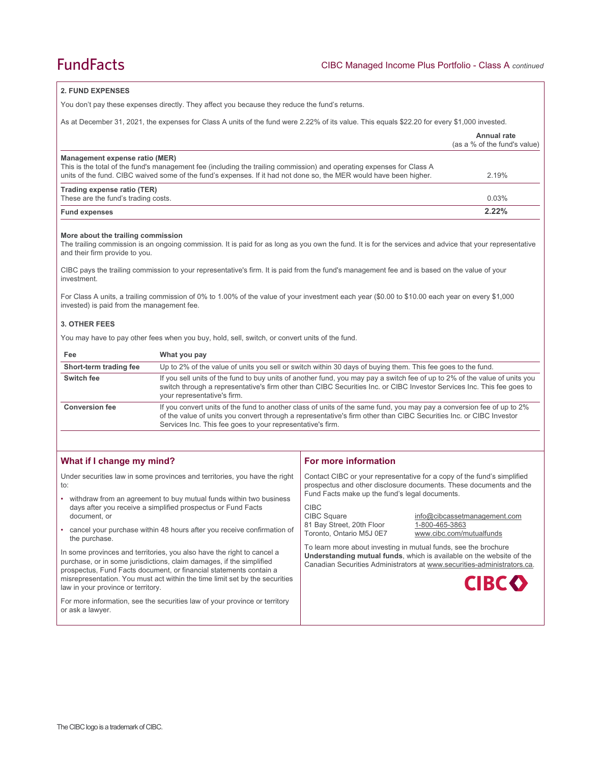### 2. FUND EXPENSES

You don't pay these expenses directly. They affect you because they reduce the fund's returns.

As at December 31, 2021, the expenses for Class A units of the fund were 2.22% of its value. This equals $22.20 for every $1,000 invested.

| | Annual rate (as a % of the fund's value) |
|---|---|
| **Management expense ratio (MER)** This is the total of the fund's management fee (including the trailing commission) and operating expenses for Class A units of the fund. CIBC waived some of the fund's expenses. If it had not done so, the MER would have been higher. | 2.19% |
| **Trading expense ratio (TER)** These are the fund's trading costs. | 0.03% |
| **Fund expenses** | **2.22%** |

**More about the trailing commission**

The trailing commission is an ongoing commission. It is paid for as long as you own the fund. It is for the services and advice that your representative and their firm provide to you.

CIBC pays the trailing commission to your representative's firm. It is paid from the fund's management fee and is based on the value of your investment.

For Class A units, a trailing commission of 0% to 1.00% of the value of your investment each year ($0.00 to $10.00 each year on every $1,000 invested) is paid from the management fee.

### 3. OTHER FEES

You may have to pay other fees when you buy, hold, sell, switch, or convert units of the fund.

| Fee | What you pay |
|---|---|
| **Short-term trading fee** | Up to 2% of the value of units you sell or switch within 30 days of buying them. This fee goes to the fund. |
| **Switch fee** | If you sell units of the fund to buy units of another fund, you may pay a switch fee of up to 2% of the value of units you switch through a representative's firm other than CIBC Securities Inc. or CIBC Investor Services Inc. This fee goes to your representative's firm. |
| **Conversion fee** | If you convert units of the fund to another class of units of the same fund, you may pay a conversion fee of up to 2% of the value of units you convert through a representative's firm other than CIBC Securities Inc. or CIBC Investor Services Inc. This fee goes to your representative's firm. |

## What if I change my mind?

Under securities law in some provinces and territories, you have the right to:

- withdraw from an agreement to buy mutual funds within two business days after you receive a simplified prospectus or Fund Facts document, or
- cancel your purchase within 48 hours after you receive confirmation of the purchase.

In some provinces and territories, you also have the right to cancel a purchase, or in some jurisdictions, claim damages, if the simplified prospectus, Fund Facts document, or financial statements contain a misrepresentation. You must act within the time limit set by the securities law in your province or territory.

For more information, see the securities law of your province or territory or ask a lawyer.

## For more information

Contact CIBC or your representative for a copy of the fund's simplified prospectus and other disclosure documents. These documents and the Fund Facts make up the fund's legal documents.

CIBC
CIBC Square
81 Bay Street, 20th Floor
Toronto, Ontario M5J 0E7

info@cibcassetmanagement.com
1-800-465-3863
www.cibc.com/mutualfunds

To learn more about investing in mutual funds, see the brochure **Understanding mutual funds**, which is available on the website of the Canadian Securities Administrators at www.securities-administrators.ca.

The CIBC logo is a trademark of CIBC.